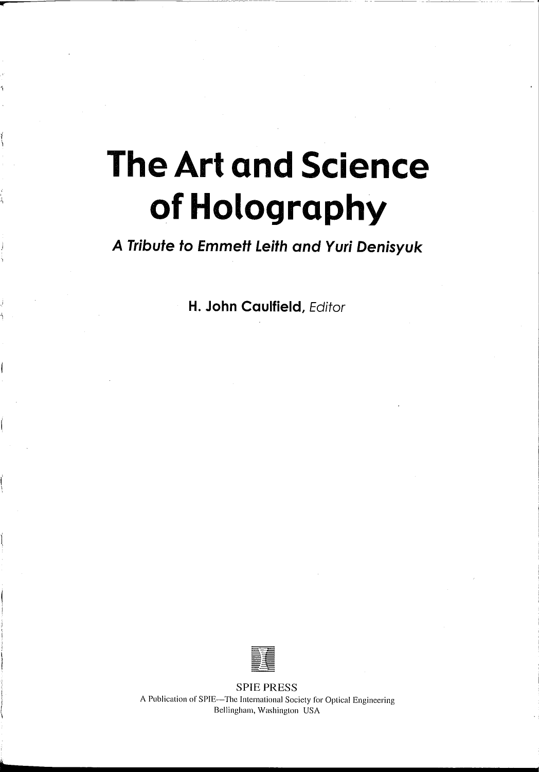# The Art and Science of Holography

***A Tribute to Emmett Leith and Yuri Denisyuk***

**H. John Caulfield**, *Editor*

SPIE PRESS

A Publication of SPIE—The International Society for Optical Engineering
Bellingham, Washington USA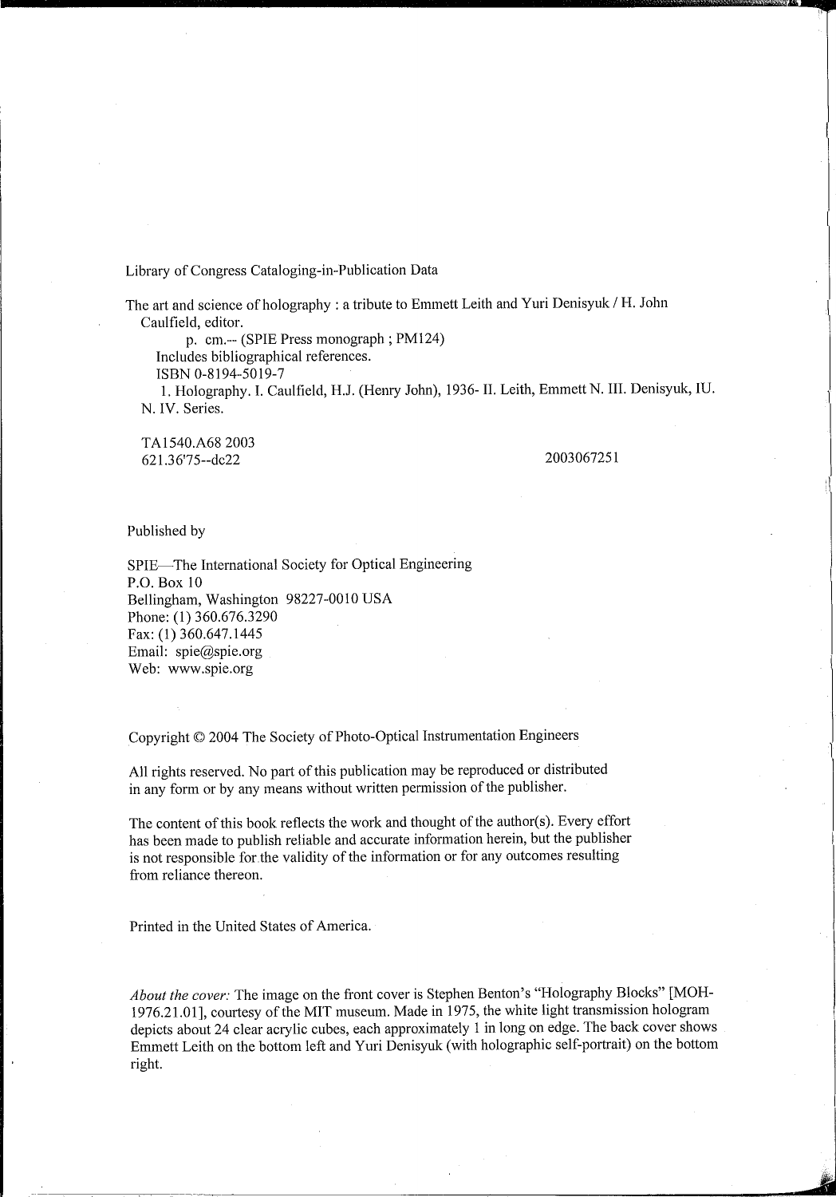Library of Congress Cataloging-in-Publication Data

The art and science of holography : a tribute to Emmett Leith and Yuri Denisyuk / H. John Caulfield, editor.

p. cm.-- (SPIE Press monograph ; PM124)

Includes bibliographical references.

ISBN 0-8194-5019-7

1. Holography. I. Caulfield, H.J. (Henry John), 1936- II. Leith, Emmett N. III. Denisyuk, IU. N. IV. Series.

TA1540.A68 2003
621.36'75--dc22

2003067251

Published by

SPIE—The International Society for Optical Engineering
P.O. Box 10
Bellingham, Washington 98227-0010 USA
Phone: (1) 360.676.3290
Fax: (1) 360.647.1445
Email: spie@spie.org
Web: www.spie.org

Copyright © 2004 The Society of Photo-Optical Instrumentation Engineers

All rights reserved. No part of this publication may be reproduced or distributed in any form or by any means without written permission of the publisher.

The content of this book reflects the work and thought of the author(s). Every effort has been made to publish reliable and accurate information herein, but the publisher is not responsible for the validity of the information or for any outcomes resulting from reliance thereon.

Printed in the United States of America.

*About the cover:* The image on the front cover is Stephen Benton's "Holography Blocks" [MOH-1976.21.01], courtesy of the MIT museum. Made in 1975, the white light transmission hologram depicts about 24 clear acrylic cubes, each approximately 1 in long on edge. The back cover shows Emmett Leith on the bottom left and Yuri Denisyuk (with holographic self-portrait) on the bottom right.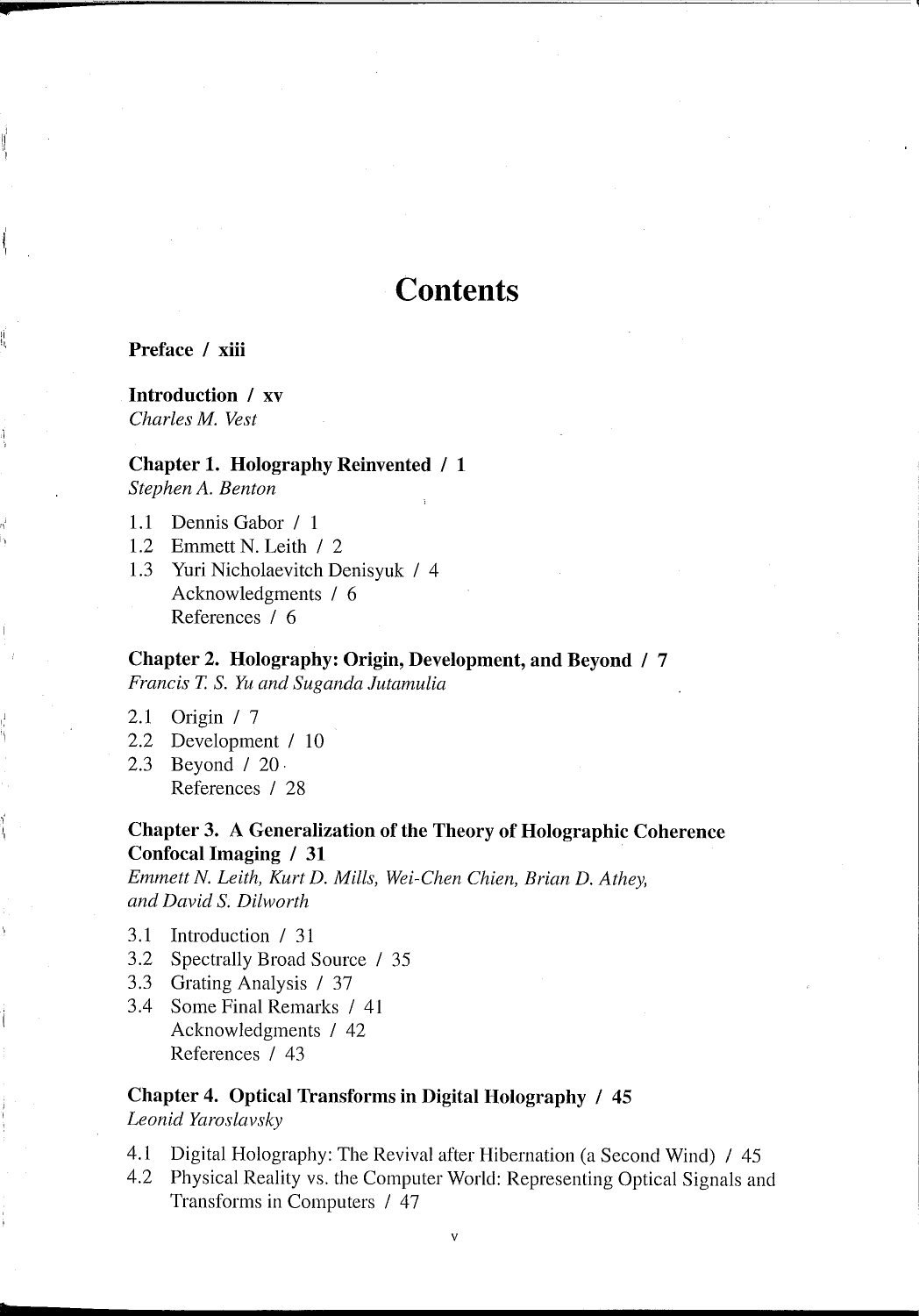# Contents

**Preface / xiii**

**Introduction / xv**
*Charles M. Vest*

**Chapter 1. Holography Reinvented / 1**
*Stephen A. Benton*

1.1 Dennis Gabor / 1
1.2 Emmett N. Leith / 2
1.3 Yuri Nicholaevitch Denisyuk / 4
Acknowledgments / 6
References / 6

**Chapter 2. Holography: Origin, Development, and Beyond / 7**
*Francis T. S. Yu and Suganda Jutamulia*

2.1 Origin / 7
2.2 Development / 10
2.3 Beyond / 20
References / 28

**Chapter 3. A Generalization of the Theory of Holographic Coherence Confocal Imaging / 31**
*Emmett N. Leith, Kurt D. Mills, Wei-Chen Chien, Brian D. Athey, and David S. Dilworth*

3.1 Introduction / 31
3.2 Spectrally Broad Source / 35
3.3 Grating Analysis / 37
3.4 Some Final Remarks / 41
Acknowledgments / 42
References / 43

**Chapter 4. Optical Transforms in Digital Holography / 45**
*Leonid Yaroslavsky*

4.1 Digital Holography: The Revival after Hibernation (a Second Wind) / 45
4.2 Physical Reality vs. the Computer World: Representing Optical Signals and Transforms in Computers / 47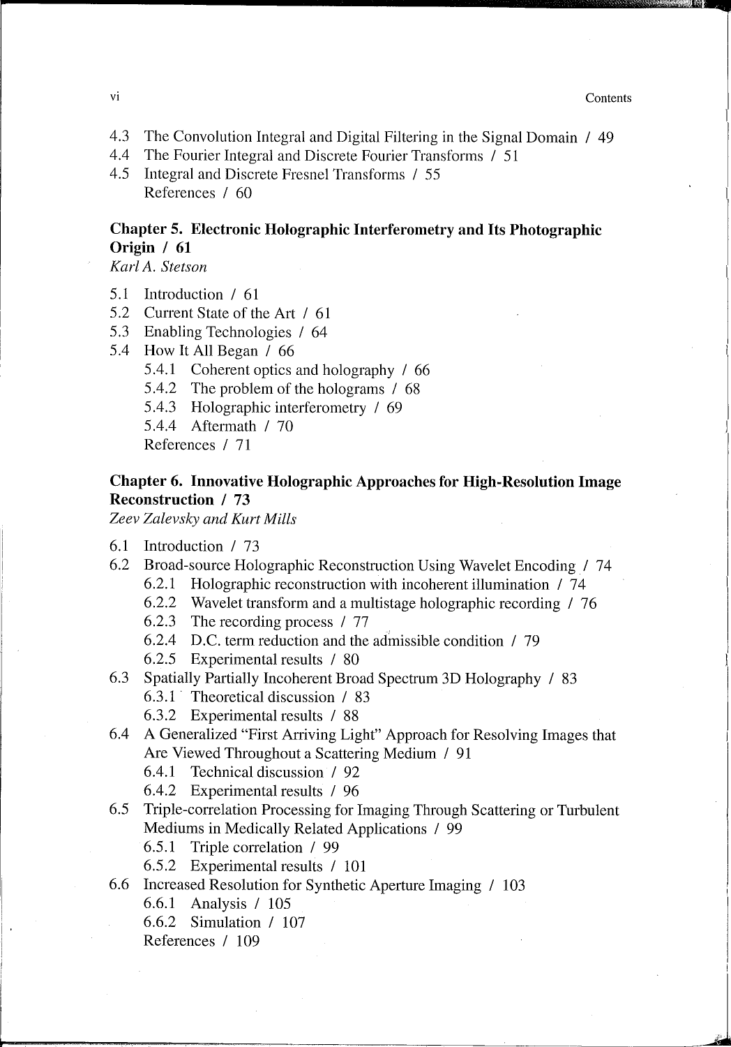4.3 The Convolution Integral and Digital Filtering in the Signal Domain / 49
4.4 The Fourier Integral and Discrete Fourier Transforms / 51
4.5 Integral and Discrete Fresnel Transforms / 55
References / 60

**Chapter 5. Electronic Holographic Interferometry and Its Photographic Origin / 61**
*Karl A. Stetson*

5.1 Introduction / 61
5.2 Current State of the Art / 61
5.3 Enabling Technologies / 64
5.4 How It All Began / 66
 5.4.1 Coherent optics and holography / 66
 5.4.2 The problem of the holograms / 68
 5.4.3 Holographic interferometry / 69
 5.4.4 Aftermath / 70
References / 71

**Chapter 6. Innovative Holographic Approaches for High-Resolution Image Reconstruction / 73**
*Zeev Zalevsky and Kurt Mills*

6.1 Introduction / 73
6.2 Broad-source Holographic Reconstruction Using Wavelet Encoding / 74
 6.2.1 Holographic reconstruction with incoherent illumination / 74
 6.2.2 Wavelet transform and a multistage holographic recording / 76
 6.2.3 The recording process / 77
 6.2.4 D.C. term reduction and the admissible condition / 79
 6.2.5 Experimental results / 80
6.3 Spatially Partially Incoherent Broad Spectrum 3D Holography / 83
 6.3.1 Theoretical discussion / 83
 6.3.2 Experimental results / 88
6.4 A Generalized "First Arriving Light" Approach for Resolving Images that Are Viewed Throughout a Scattering Medium / 91
 6.4.1 Technical discussion / 92
 6.4.2 Experimental results / 96
6.5 Triple-correlation Processing for Imaging Through Scattering or Turbulent Mediums in Medically Related Applications / 99
 6.5.1 Triple correlation / 99
 6.5.2 Experimental results / 101
6.6 Increased Resolution for Synthetic Aperture Imaging / 103
 6.6.1 Analysis / 105
 6.6.2 Simulation / 107
References / 109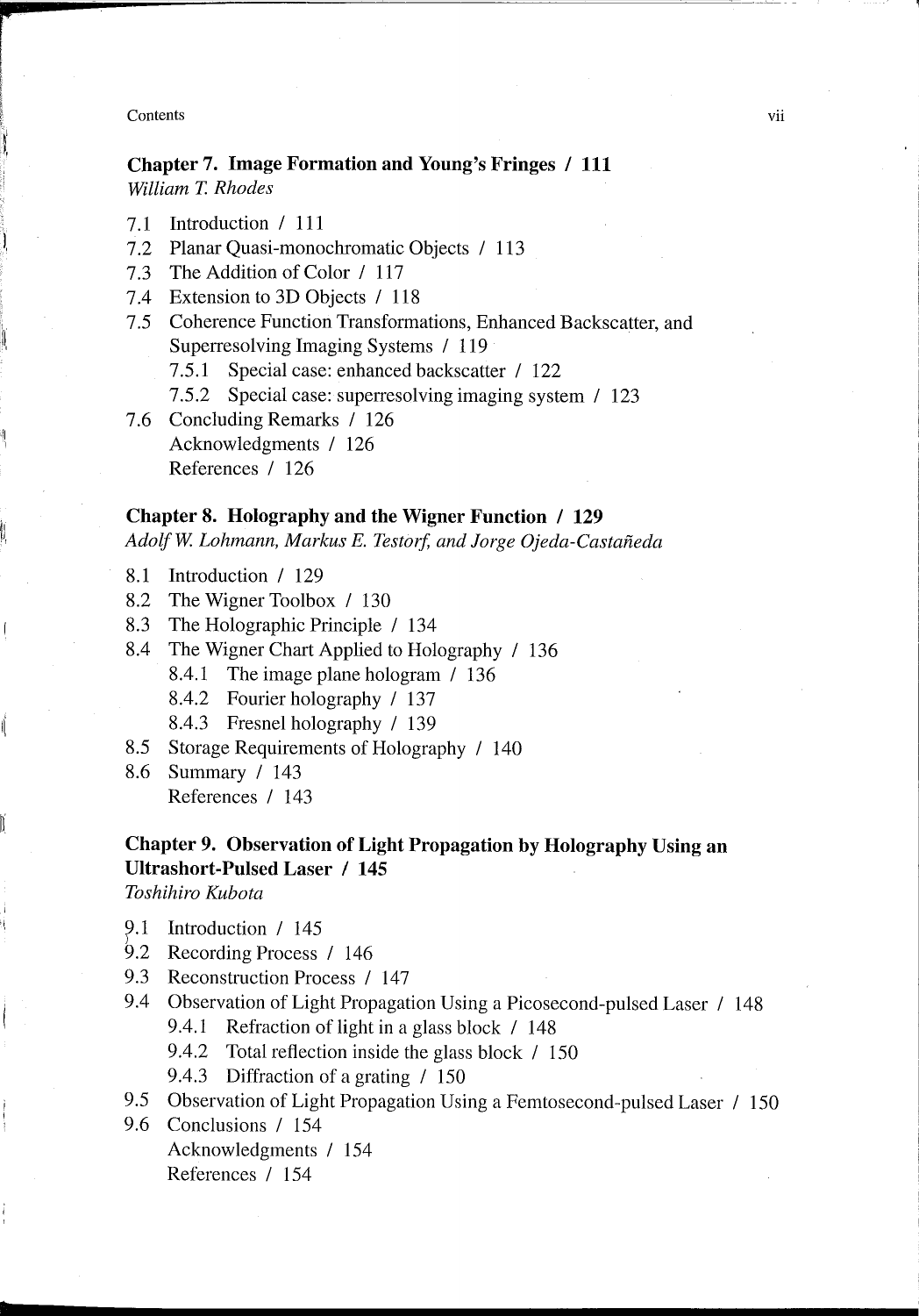## Chapter 7. Image Formation and Young's Fringes / 111

*William T. Rhodes*

- 7.1 Introduction / 111
- 7.2 Planar Quasi-monochromatic Objects / 113
- 7.3 The Addition of Color / 117
- 7.4 Extension to 3D Objects / 118
- 7.5 Coherence Function Transformations, Enhanced Backscatter, and Superresolving Imaging Systems / 119
  - 7.5.1 Special case: enhanced backscatter / 122
  - 7.5.2 Special case: superresolving imaging system / 123
- 7.6 Concluding Remarks / 126
  - Acknowledgments / 126
  - References / 126

## Chapter 8. Holography and the Wigner Function / 129

*Adolf W. Lohmann, Markus E. Testorf, and Jorge Ojeda-Castañeda*

- 8.1 Introduction / 129
- 8.2 The Wigner Toolbox / 130
- 8.3 The Holographic Principle / 134
- 8.4 The Wigner Chart Applied to Holography / 136
  - 8.4.1 The image plane hologram / 136
  - 8.4.2 Fourier holography / 137
  - 8.4.3 Fresnel holography / 139
- 8.5 Storage Requirements of Holography / 140
- 8.6 Summary / 143
  - References / 143

## Chapter 9. Observation of Light Propagation by Holography Using an Ultrashort-Pulsed Laser / 145

*Toshihiro Kubota*

- 9.1 Introduction / 145
- 9.2 Recording Process / 146
- 9.3 Reconstruction Process / 147
- 9.4 Observation of Light Propagation Using a Picosecond-pulsed Laser / 148
  - 9.4.1 Refraction of light in a glass block / 148
  - 9.4.2 Total reflection inside the glass block / 150
  - 9.4.3 Diffraction of a grating / 150
- 9.5 Observation of Light Propagation Using a Femtosecond-pulsed Laser / 150
- 9.6 Conclusions / 154
  - Acknowledgments / 154
  - References / 154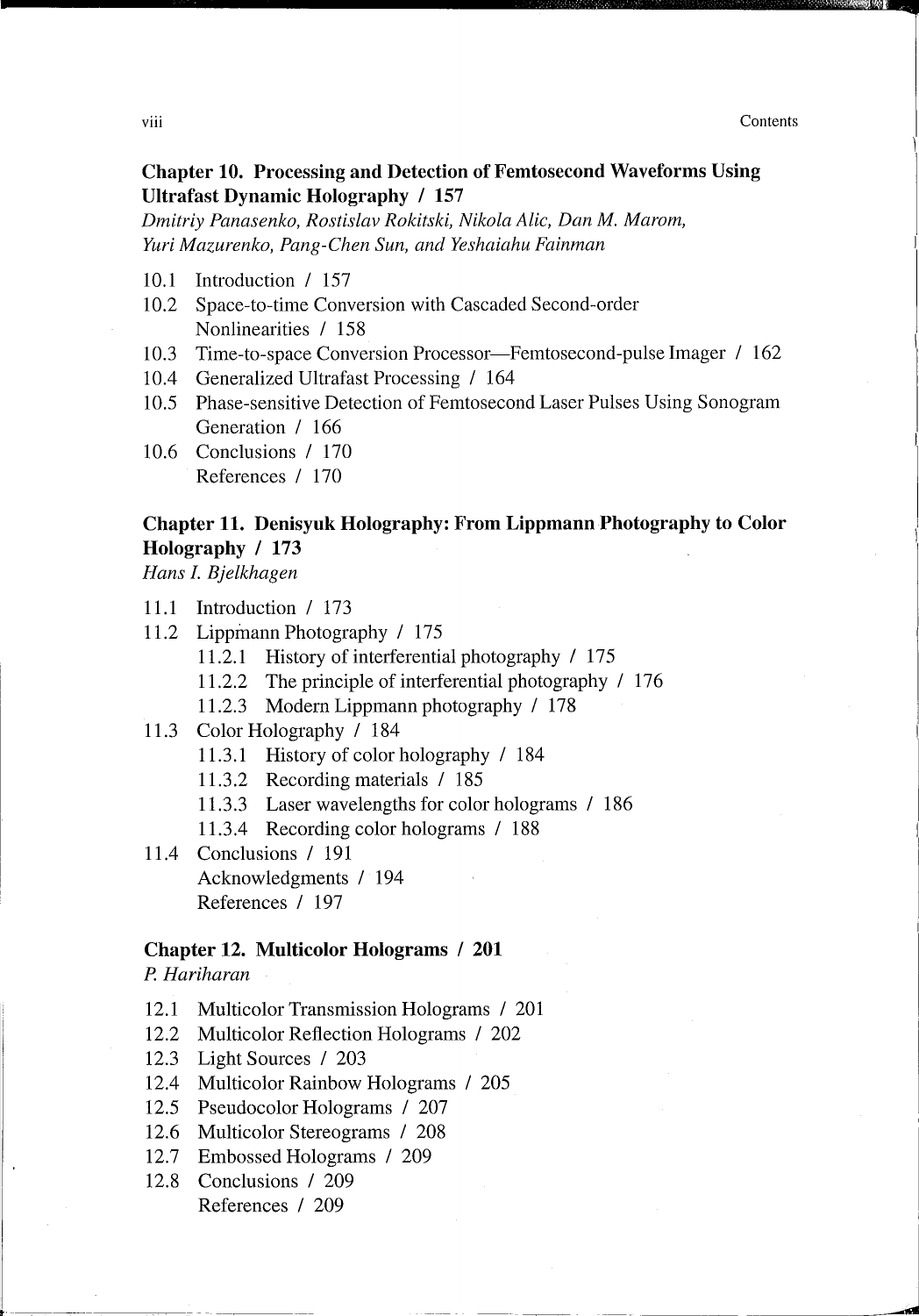## Chapter 10. Processing and Detection of Femtosecond Waveforms Using Ultrafast Dynamic Holography / 157

*Dmitriy Panasenko, Rostislav Rokitski, Nikola Alic, Dan M. Marom, Yuri Mazurenko, Pang-Chen Sun, and Yeshaiahu Fainman*

- 10.1 Introduction / 157
- 10.2 Space-to-time Conversion with Cascaded Second-order Nonlinearities / 158
- 10.3 Time-to-space Conversion Processor—Femtosecond-pulse Imager / 162
- 10.4 Generalized Ultrafast Processing / 164
- 10.5 Phase-sensitive Detection of Femtosecond Laser Pulses Using Sonogram Generation / 166
- 10.6 Conclusions / 170
- References / 170

## Chapter 11. Denisyuk Holography: From Lippmann Photography to Color Holography / 173

*Hans I. Bjelkhagen*

- 11.1 Introduction / 173
- 11.2 Lippmann Photography / 175
  - 11.2.1 History of interferential photography / 175
  - 11.2.2 The principle of interferential photography / 176
  - 11.2.3 Modern Lippmann photography / 178
- 11.3 Color Holography / 184
  - 11.3.1 History of color holography / 184
  - 11.3.2 Recording materials / 185
  - 11.3.3 Laser wavelengths for color holograms / 186
  - 11.3.4 Recording color holograms / 188
- 11.4 Conclusions / 191
- Acknowledgments / 194
- References / 197

## Chapter 12. Multicolor Holograms / 201

*P. Hariharan*

- 12.1 Multicolor Transmission Holograms / 201
- 12.2 Multicolor Reflection Holograms / 202
- 12.3 Light Sources / 203
- 12.4 Multicolor Rainbow Holograms / 205
- 12.5 Pseudocolor Holograms / 207
- 12.6 Multicolor Stereograms / 208
- 12.7 Embossed Holograms / 209
- 12.8 Conclusions / 209
- References / 209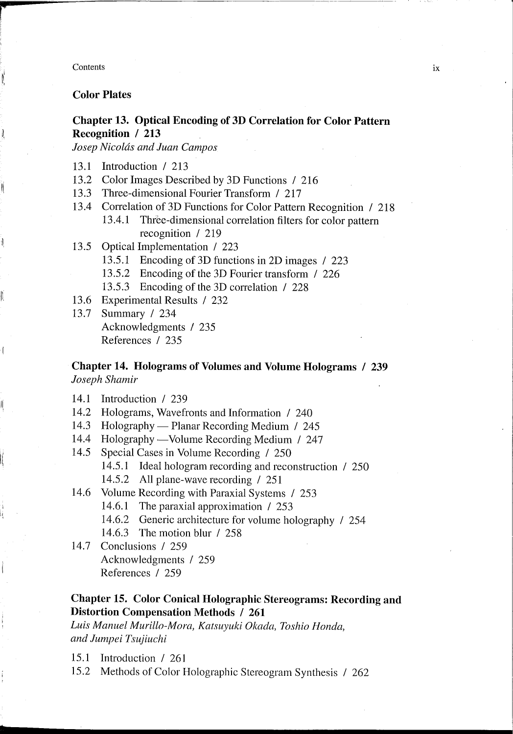## Color Plates

### Chapter 13. Optical Encoding of 3D Correlation for Color Pattern Recognition / 213

*Josep Nicolás and Juan Campos*

- 13.1 Introduction / 213
- 13.2 Color Images Described by 3D Functions / 216
- 13.3 Three-dimensional Fourier Transform / 217
- 13.4 Correlation of 3D Functions for Color Pattern Recognition / 218
  - 13.4.1 Three-dimensional correlation filters for color pattern recognition / 219
- 13.5 Optical Implementation / 223
  - 13.5.1 Encoding of 3D functions in 2D images / 223
  - 13.5.2 Encoding of the 3D Fourier transform / 226
  - 13.5.3 Encoding of the 3D correlation / 228
- 13.6 Experimental Results / 232
- 13.7 Summary / 234
  - Acknowledgments / 235
  - References / 235

### Chapter 14. Holograms of Volumes and Volume Holograms / 239

*Joseph Shamir*

- 14.1 Introduction / 239
- 14.2 Holograms, Wavefronts and Information / 240
- 14.3 Holography — Planar Recording Medium / 245
- 14.4 Holography —Volume Recording Medium / 247
- 14.5 Special Cases in Volume Recording / 250
  - 14.5.1 Ideal hologram recording and reconstruction / 250
  - 14.5.2 All plane-wave recording / 251
- 14.6 Volume Recording with Paraxial Systems / 253
  - 14.6.1 The paraxial approximation / 253
  - 14.6.2 Generic architecture for volume holography / 254
  - 14.6.3 The motion blur / 258
- 14.7 Conclusions / 259
  - Acknowledgments / 259
  - References / 259

### Chapter 15. Color Conical Holographic Stereograms: Recording and Distortion Compensation Methods / 261

*Luis Manuel Murillo-Mora, Katsuyuki Okada, Toshio Honda, and Jumpei Tsujiuchi*

- 15.1 Introduction / 261
- 15.2 Methods of Color Holographic Stereogram Synthesis / 262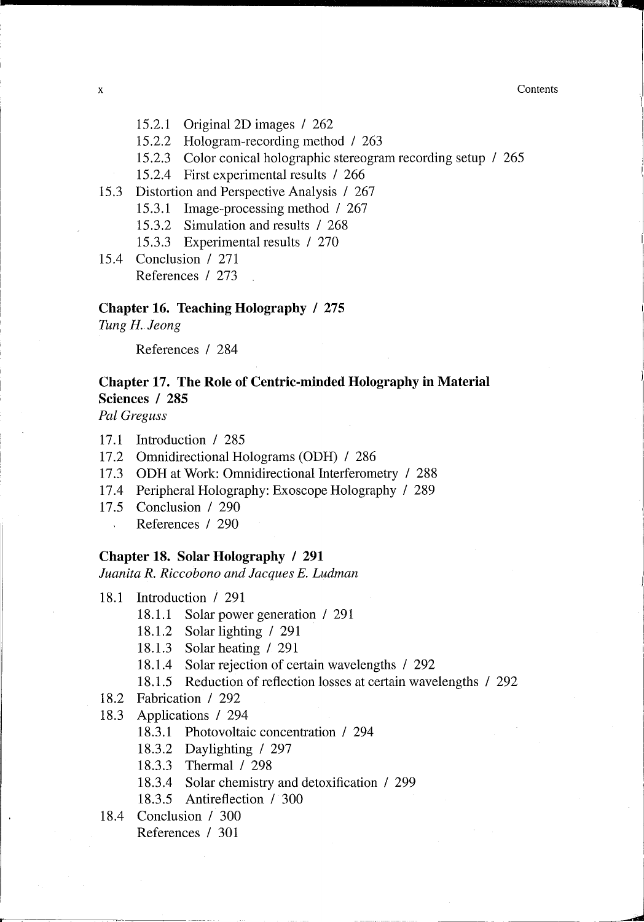- 15.2.1 Original 2D images / 262
- 15.2.2 Hologram-recording method / 263
- 15.2.3 Color conical holographic stereogram recording setup / 265
- 15.2.4 First experimental results / 266

15.3 Distortion and Perspective Analysis / 267

- 15.3.1 Image-processing method / 267
- 15.3.2 Simulation and results / 268
- 15.3.3 Experimental results / 270

15.4 Conclusion / 271

References / 273

**Chapter 16. Teaching Holography / 275**

*Tung H. Jeong*

References / 284

**Chapter 17. The Role of Centric-minded Holography in Material Sciences / 285**

*Pal Greguss*

17.1 Introduction / 285

17.2 Omnidirectional Holograms (ODH) / 286

17.3 ODH at Work: Omnidirectional Interferometry / 288

17.4 Peripheral Holography: Exoscope Holography / 289

17.5 Conclusion / 290

References / 290

**Chapter 18. Solar Holography / 291**

*Juanita R. Riccobono and Jacques E. Ludman*

18.1 Introduction / 291

- 18.1.1 Solar power generation / 291
- 18.1.2 Solar lighting / 291
- 18.1.3 Solar heating / 291
- 18.1.4 Solar rejection of certain wavelengths / 292
- 18.1.5 Reduction of reflection losses at certain wavelengths / 292

18.2 Fabrication / 292

18.3 Applications / 294

- 18.3.1 Photovoltaic concentration / 294
- 18.3.2 Daylighting / 297
- 18.3.3 Thermal / 298
- 18.3.4 Solar chemistry and detoxification / 299
- 18.3.5 Antireflection / 300

18.4 Conclusion / 300

References / 301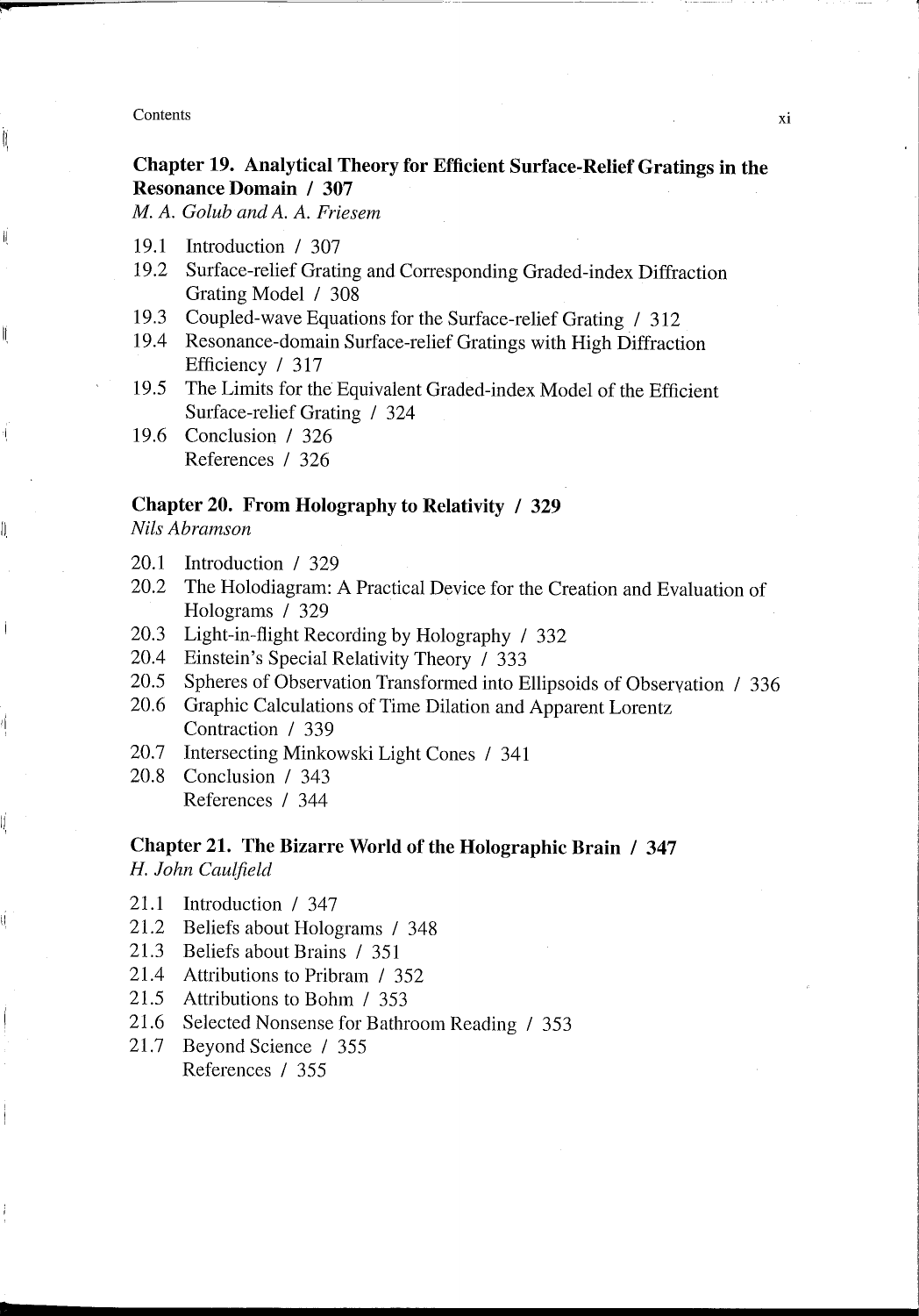## Chapter 19. Analytical Theory for Efficient Surface-Relief Gratings in the Resonance Domain / 307

*M. A. Golub and A. A. Friesem*

- 19.1 Introduction / 307
- 19.2 Surface-relief Grating and Corresponding Graded-index Diffraction Grating Model / 308
- 19.3 Coupled-wave Equations for the Surface-relief Grating / 312
- 19.4 Resonance-domain Surface-relief Gratings with High Diffraction Efficiency / 317
- 19.5 The Limits for the Equivalent Graded-index Model of the Efficient Surface-relief Grating / 324
- 19.6 Conclusion / 326
  References / 326

## Chapter 20. From Holography to Relativity / 329

*Nils Abramson*

- 20.1 Introduction / 329
- 20.2 The Holodiagram: A Practical Device for the Creation and Evaluation of Holograms / 329
- 20.3 Light-in-flight Recording by Holography / 332
- 20.4 Einstein's Special Relativity Theory / 333
- 20.5 Spheres of Observation Transformed into Ellipsoids of Observation / 336
- 20.6 Graphic Calculations of Time Dilation and Apparent Lorentz Contraction / 339
- 20.7 Intersecting Minkowski Light Cones / 341
- 20.8 Conclusion / 343
  References / 344

## Chapter 21. The Bizarre World of the Holographic Brain / 347

*H. John Caulfield*

- 21.1 Introduction / 347
- 21.2 Beliefs about Holograms / 348
- 21.3 Beliefs about Brains / 351
- 21.4 Attributions to Pribram / 352
- 21.5 Attributions to Bohm / 353
- 21.6 Selected Nonsense for Bathroom Reading / 353
- 21.7 Beyond Science / 355
  References / 355